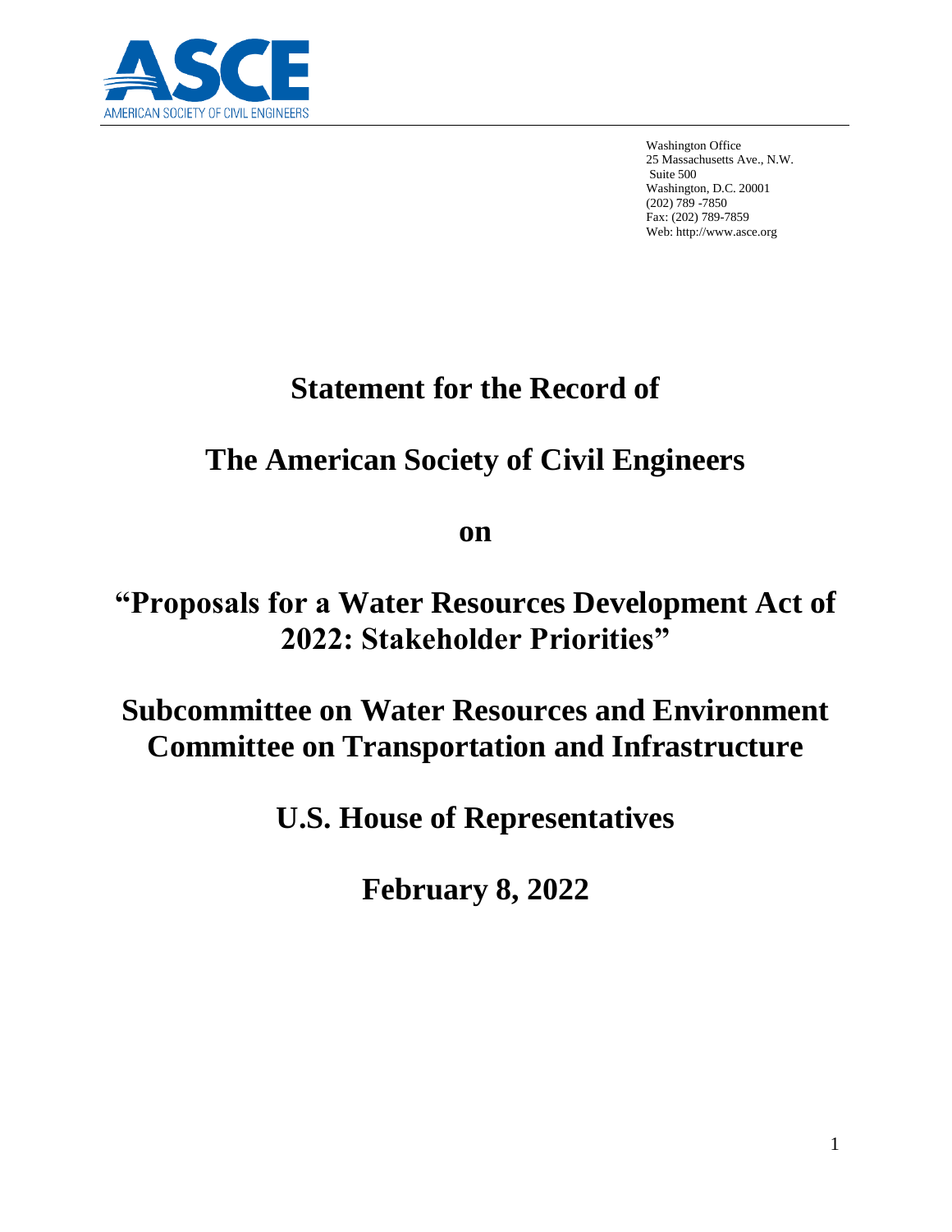ASCE

AMERICAN SOCIETY OF CIVIL ENGINEERS

Washington Office
25 Massachusetts Ave., N.W.
Suite 500
Washington, D.C. 20001
(202) 789 -7850
Fax: (202) 789-7859
Web: http://www.asce.org

# Statement for the Record of

# The American Society of Civil Engineers

# on

# "Proposals for a Water Resources Development Act of 2022: Stakeholder Priorities"

# Subcommittee on Water Resources and Environment Committee on Transportation and Infrastructure

# U.S. House of Representatives

# February 8, 2022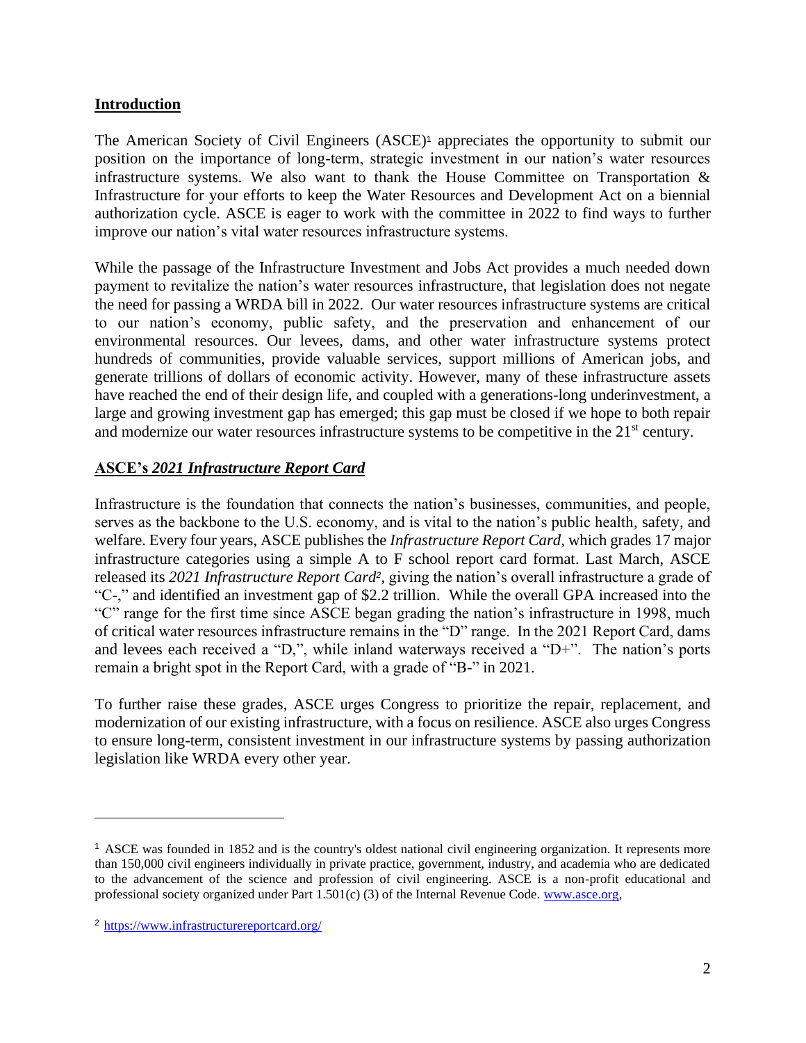## <u>Introduction</u>

The American Society of Civil Engineers (ASCE)[1] appreciates the opportunity to submit our position on the importance of long-term, strategic investment in our nation's water resources infrastructure systems. We also want to thank the House Committee on Transportation & Infrastructure for your efforts to keep the Water Resources and Development Act on a biennial authorization cycle. ASCE is eager to work with the committee in 2022 to find ways to further improve our nation's vital water resources infrastructure systems.

While the passage of the Infrastructure Investment and Jobs Act provides a much needed down payment to revitalize the nation's water resources infrastructure, that legislation does not negate the need for passing a WRDA bill in 2022. Our water resources infrastructure systems are critical to our nation's economy, public safety, and the preservation and enhancement of our environmental resources. Our levees, dams, and other water infrastructure systems protect hundreds of communities, provide valuable services, support millions of American jobs, and generate trillions of dollars of economic activity. However, many of these infrastructure assets have reached the end of their design life, and coupled with a generations-long underinvestment, a large and growing investment gap has emerged; this gap must be closed if we hope to both repair and modernize our water resources infrastructure systems to be competitive in the 21st century.

## <u>ASCE's *2021 Infrastructure Report Card*</u>

Infrastructure is the foundation that connects the nation's businesses, communities, and people, serves as the backbone to the U.S. economy, and is vital to the nation's public health, safety, and welfare. Every four years, ASCE publishes the *Infrastructure Report Card*, which grades 17 major infrastructure categories using a simple A to F school report card format. Last March, ASCE released its *2021 Infrastructure Report Card*[2], giving the nation's overall infrastructure a grade of "C-," and identified an investment gap of $2.2 trillion. While the overall GPA increased into the "C" range for the first time since ASCE began grading the nation's infrastructure in 1998, much of critical water resources infrastructure remains in the "D" range. In the 2021 Report Card, dams and levees each received a "D,", while inland waterways received a "D+". The nation's ports remain a bright spot in the Report Card, with a grade of "B-" in 2021.

To further raise these grades, ASCE urges Congress to prioritize the repair, replacement, and modernization of our existing infrastructure, with a focus on resilience. ASCE also urges Congress to ensure long-term, consistent investment in our infrastructure systems by passing authorization legislation like WRDA every other year.

---

[1] ASCE was founded in 1852 and is the country's oldest national civil engineering organization. It represents more than 150,000 civil engineers individually in private practice, government, industry, and academia who are dedicated to the advancement of the science and profession of civil engineering. ASCE is a non-profit educational and professional society organized under Part 1.501(c) (3) of the Internal Revenue Code. www.asce.org,

[2] https://www.infrastructurereportcard.org/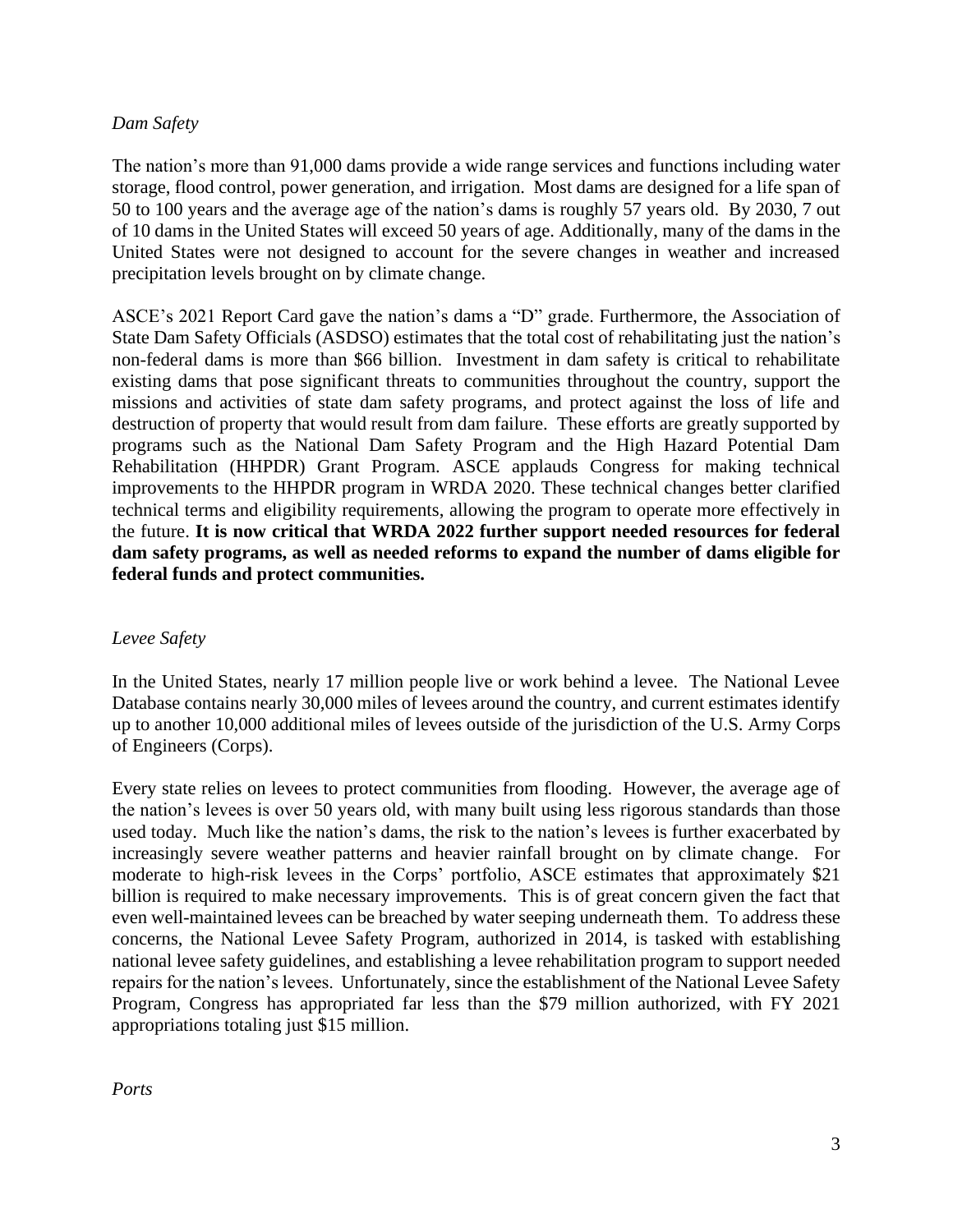*Dam Safety*

The nation's more than 91,000 dams provide a wide range services and functions including water storage, flood control, power generation, and irrigation. Most dams are designed for a life span of 50 to 100 years and the average age of the nation's dams is roughly 57 years old. By 2030, 7 out of 10 dams in the United States will exceed 50 years of age. Additionally, many of the dams in the United States were not designed to account for the severe changes in weather and increased precipitation levels brought on by climate change.

ASCE's 2021 Report Card gave the nation's dams a "D" grade. Furthermore, the Association of State Dam Safety Officials (ASDSO) estimates that the total cost of rehabilitating just the nation's non-federal dams is more than $66 billion. Investment in dam safety is critical to rehabilitate existing dams that pose significant threats to communities throughout the country, support the missions and activities of state dam safety programs, and protect against the loss of life and destruction of property that would result from dam failure. These efforts are greatly supported by programs such as the National Dam Safety Program and the High Hazard Potential Dam Rehabilitation (HHPDR) Grant Program. ASCE applauds Congress for making technical improvements to the HHPDR program in WRDA 2020. These technical changes better clarified technical terms and eligibility requirements, allowing the program to operate more effectively in the future. **It is now critical that WRDA 2022 further support needed resources for federal dam safety programs, as well as needed reforms to expand the number of dams eligible for federal funds and protect communities.**

*Levee Safety*

In the United States, nearly 17 million people live or work behind a levee. The National Levee Database contains nearly 30,000 miles of levees around the country, and current estimates identify up to another 10,000 additional miles of levees outside of the jurisdiction of the U.S. Army Corps of Engineers (Corps).

Every state relies on levees to protect communities from flooding. However, the average age of the nation's levees is over 50 years old, with many built using less rigorous standards than those used today. Much like the nation's dams, the risk to the nation's levees is further exacerbated by increasingly severe weather patterns and heavier rainfall brought on by climate change. For moderate to high-risk levees in the Corps' portfolio, ASCE estimates that approximately $21 billion is required to make necessary improvements. This is of great concern given the fact that even well-maintained levees can be breached by water seeping underneath them. To address these concerns, the National Levee Safety Program, authorized in 2014, is tasked with establishing national levee safety guidelines, and establishing a levee rehabilitation program to support needed repairs for the nation's levees. Unfortunately, since the establishment of the National Levee Safety Program, Congress has appropriated far less than the $79 million authorized, with FY 2021 appropriations totaling just $15 million.

*Ports*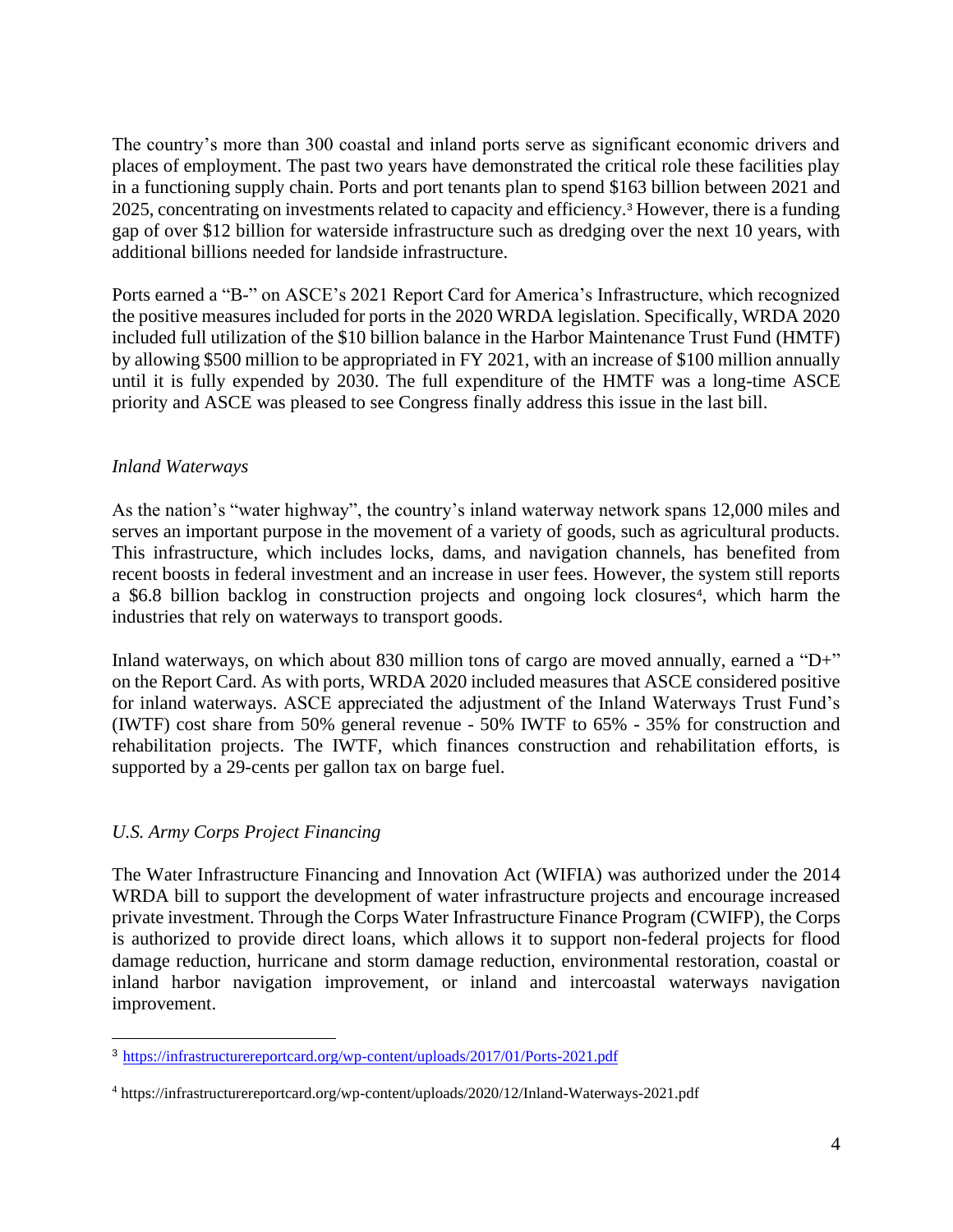The country's more than 300 coastal and inland ports serve as significant economic drivers and places of employment. The past two years have demonstrated the critical role these facilities play in a functioning supply chain. Ports and port tenants plan to spend $163 billion between 2021 and 2025, concentrating on investments related to capacity and efficiency.[3] However, there is a funding gap of over $12 billion for waterside infrastructure such as dredging over the next 10 years, with additional billions needed for landside infrastructure.

Ports earned a "B-" on ASCE's 2021 Report Card for America's Infrastructure, which recognized the positive measures included for ports in the 2020 WRDA legislation. Specifically, WRDA 2020 included full utilization of the $10 billion balance in the Harbor Maintenance Trust Fund (HMTF) by allowing $500 million to be appropriated in FY 2021, with an increase of $100 million annually until it is fully expended by 2030. The full expenditure of the HMTF was a long-time ASCE priority and ASCE was pleased to see Congress finally address this issue in the last bill.

*Inland Waterways*

As the nation's "water highway", the country's inland waterway network spans 12,000 miles and serves an important purpose in the movement of a variety of goods, such as agricultural products. This infrastructure, which includes locks, dams, and navigation channels, has benefited from recent boosts in federal investment and an increase in user fees. However, the system still reports a $6.8 billion backlog in construction projects and ongoing lock closures[4], which harm the industries that rely on waterways to transport goods.

Inland waterways, on which about 830 million tons of cargo are moved annually, earned a "D+" on the Report Card. As with ports, WRDA 2020 included measures that ASCE considered positive for inland waterways. ASCE appreciated the adjustment of the Inland Waterways Trust Fund's (IWTF) cost share from 50% general revenue - 50% IWTF to 65% - 35% for construction and rehabilitation projects. The IWTF, which finances construction and rehabilitation efforts, is supported by a 29-cents per gallon tax on barge fuel.

*U.S. Army Corps Project Financing*

The Water Infrastructure Financing and Innovation Act (WIFIA) was authorized under the 2014 WRDA bill to support the development of water infrastructure projects and encourage increased private investment. Through the Corps Water Infrastructure Finance Program (CWIFP), the Corps is authorized to provide direct loans, which allows it to support non-federal projects for flood damage reduction, hurricane and storm damage reduction, environmental restoration, coastal or inland harbor navigation improvement, or inland and intercoastal waterways navigation improvement.

---

[3] https://infrastructurereportcard.org/wp-content/uploads/2017/01/Ports-2021.pdf

[4] https://infrastructurereportcard.org/wp-content/uploads/2020/12/Inland-Waterways-2021.pdf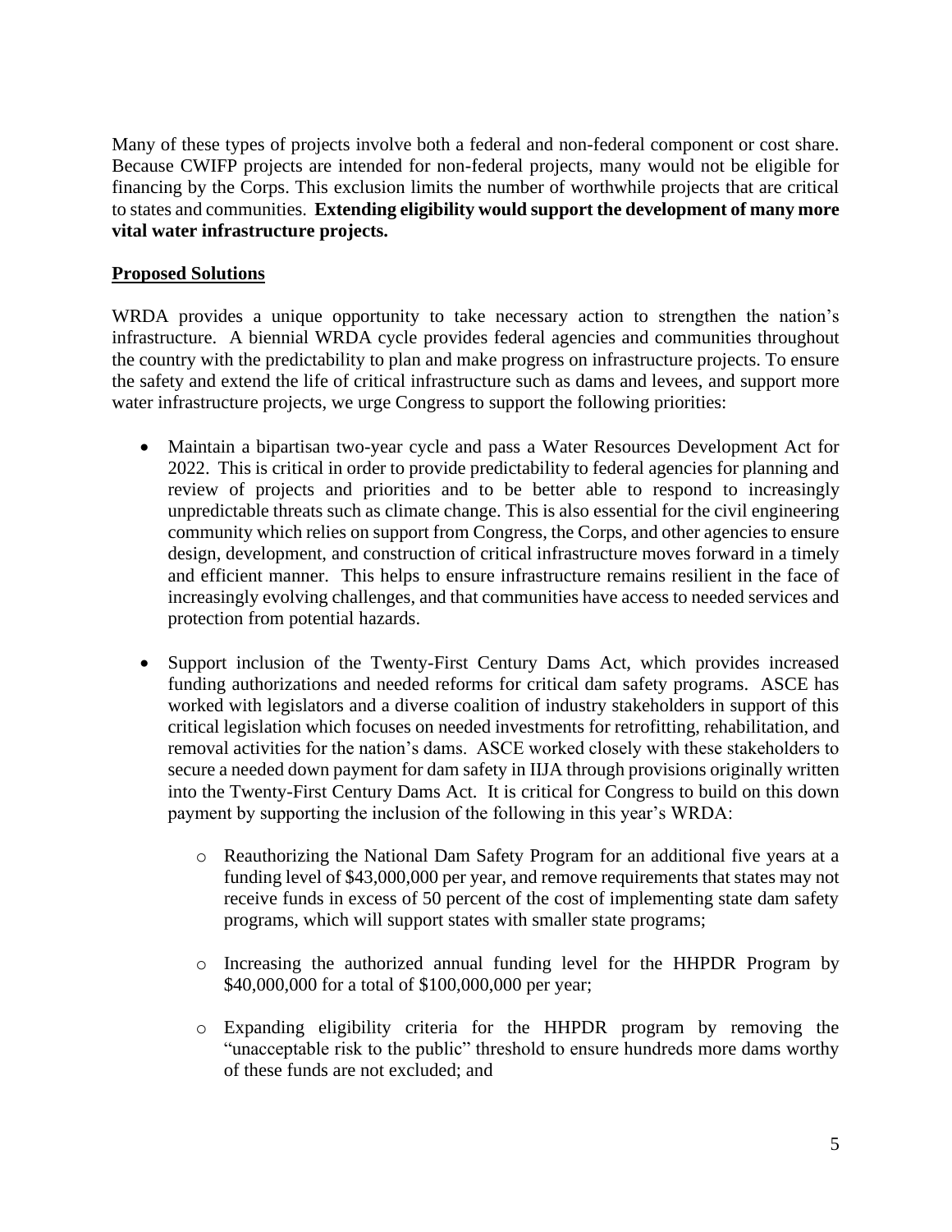Many of these types of projects involve both a federal and non-federal component or cost share. Because CWIFP projects are intended for non-federal projects, many would not be eligible for financing by the Corps. This exclusion limits the number of worthwhile projects that are critical to states and communities. **Extending eligibility would support the development of many more vital water infrastructure projects.**

**Proposed Solutions**

WRDA provides a unique opportunity to take necessary action to strengthen the nation's infrastructure. A biennial WRDA cycle provides federal agencies and communities throughout the country with the predictability to plan and make progress on infrastructure projects. To ensure the safety and extend the life of critical infrastructure such as dams and levees, and support more water infrastructure projects, we urge Congress to support the following priorities:

- Maintain a bipartisan two-year cycle and pass a Water Resources Development Act for 2022. This is critical in order to provide predictability to federal agencies for planning and review of projects and priorities and to be better able to respond to increasingly unpredictable threats such as climate change. This is also essential for the civil engineering community which relies on support from Congress, the Corps, and other agencies to ensure design, development, and construction of critical infrastructure moves forward in a timely and efficient manner. This helps to ensure infrastructure remains resilient in the face of increasingly evolving challenges, and that communities have access to needed services and protection from potential hazards.

- Support inclusion of the Twenty-First Century Dams Act, which provides increased funding authorizations and needed reforms for critical dam safety programs. ASCE has worked with legislators and a diverse coalition of industry stakeholders in support of this critical legislation which focuses on needed investments for retrofitting, rehabilitation, and removal activities for the nation's dams. ASCE worked closely with these stakeholders to secure a needed down payment for dam safety in IIJA through provisions originally written into the Twenty-First Century Dams Act. It is critical for Congress to build on this down payment by supporting the inclusion of the following in this year's WRDA:

    - Reauthorizing the National Dam Safety Program for an additional five years at a funding level of $43,000,000 per year, and remove requirements that states may not receive funds in excess of 50 percent of the cost of implementing state dam safety programs, which will support states with smaller state programs;

    - Increasing the authorized annual funding level for the HHPDR Program by $40,000,000 for a total of $100,000,000 per year;

    - Expanding eligibility criteria for the HHPDR program by removing the "unacceptable risk to the public" threshold to ensure hundreds more dams worthy of these funds are not excluded; and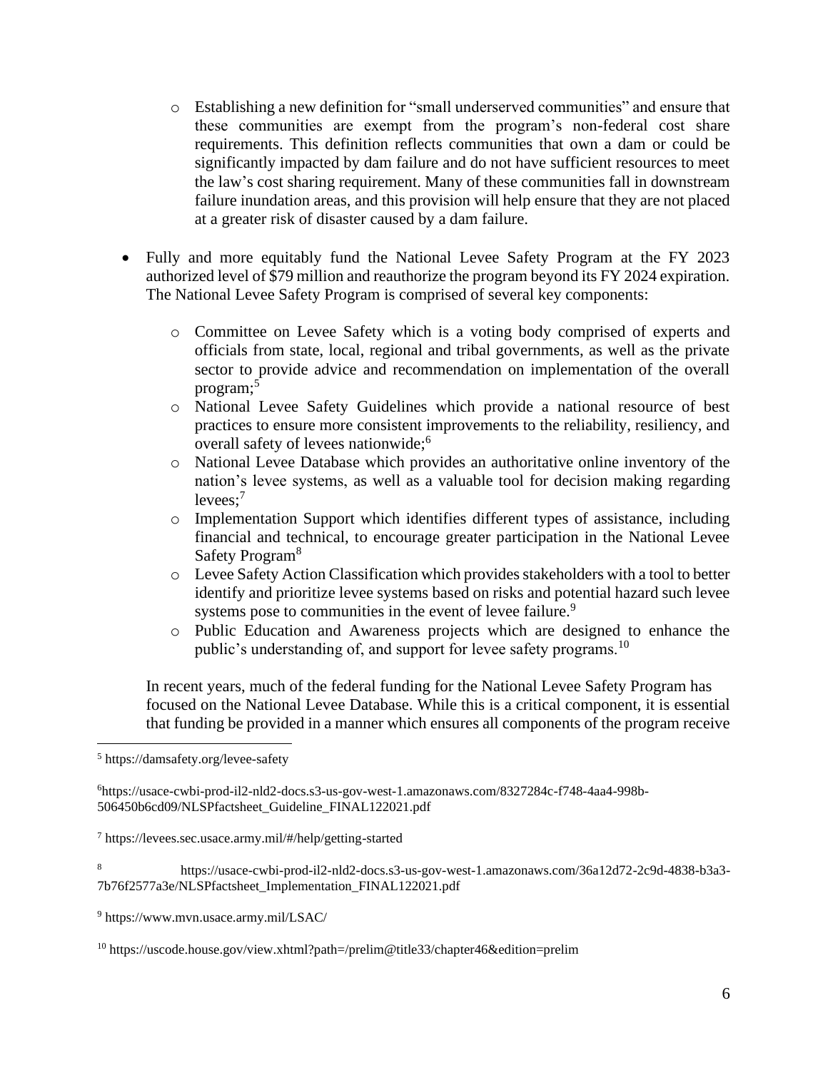- Establishing a new definition for "small underserved communities" and ensure that these communities are exempt from the program's non-federal cost share requirements. This definition reflects communities that own a dam or could be significantly impacted by dam failure and do not have sufficient resources to meet the law's cost sharing requirement. Many of these communities fall in downstream failure inundation areas, and this provision will help ensure that they are not placed at a greater risk of disaster caused by a dam failure.

- Fully and more equitably fund the National Levee Safety Program at the FY 2023 authorized level of $79 million and reauthorize the program beyond its FY 2024 expiration. The National Levee Safety Program is comprised of several key components:

    - Committee on Levee Safety which is a voting body comprised of experts and officials from state, local, regional and tribal governments, as well as the private sector to provide advice and recommendation on implementation of the overall program;[5]
    - National Levee Safety Guidelines which provide a national resource of best practices to ensure more consistent improvements to the reliability, resiliency, and overall safety of levees nationwide;[6]
    - National Levee Database which provides an authoritative online inventory of the nation's levee systems, as well as a valuable tool for decision making regarding levees;[7]
    - Implementation Support which identifies different types of assistance, including financial and technical, to encourage greater participation in the National Levee Safety Program[8]
    - Levee Safety Action Classification which provides stakeholders with a tool to better identify and prioritize levee systems based on risks and potential hazard such levee systems pose to communities in the event of levee failure.[9]
    - Public Education and Awareness projects which are designed to enhance the public's understanding of, and support for levee safety programs.[10]

  In recent years, much of the federal funding for the National Levee Safety Program has focused on the National Levee Database. While this is a critical component, it is essential that funding be provided in a manner which ensures all components of the program receive

---

[5] https://damsafety.org/levee-safety

[6] https://usace-cwbi-prod-il2-nld2-docs.s3-us-gov-west-1.amazonaws.com/8327284c-f748-4aa4-998b-506450b6cd09/NLSPfactsheet_Guideline_FINAL122021.pdf

[7] https://levees.sec.usace.army.mil/#/help/getting-started

[8] https://usace-cwbi-prod-il2-nld2-docs.s3-us-gov-west-1.amazonaws.com/36a12d72-2c9d-4838-b3a3-7b76f2577a3e/NLSPfactsheet_Implementation_FINAL122021.pdf

[9] https://www.mvn.usace.army.mil/LSAC/

[10] https://uscode.house.gov/view.xhtml?path=/prelim@title33/chapter46&edition=prelim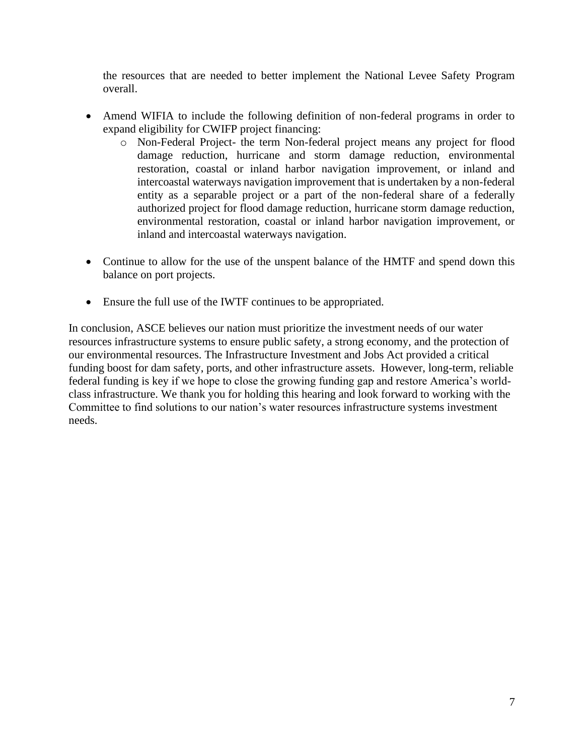the resources that are needed to better implement the National Levee Safety Program overall.

- Amend WIFIA to include the following definition of non-federal programs in order to expand eligibility for CWIFP project financing:
    - Non-Federal Project- the term Non-federal project means any project for flood damage reduction, hurricane and storm damage reduction, environmental restoration, coastal or inland harbor navigation improvement, or inland and intercoastal waterways navigation improvement that is undertaken by a non-federal entity as a separable project or a part of the non-federal share of a federally authorized project for flood damage reduction, hurricane storm damage reduction, environmental restoration, coastal or inland harbor navigation improvement, or inland and intercoastal waterways navigation.

- Continue to allow for the use of the unspent balance of the HMTF and spend down this balance on port projects.

- Ensure the full use of the IWTF continues to be appropriated.

In conclusion, ASCE believes our nation must prioritize the investment needs of our water resources infrastructure systems to ensure public safety, a strong economy, and the protection of our environmental resources. The Infrastructure Investment and Jobs Act provided a critical funding boost for dam safety, ports, and other infrastructure assets. However, long-term, reliable federal funding is key if we hope to close the growing funding gap and restore America's world-class infrastructure. We thank you for holding this hearing and look forward to working with the Committee to find solutions to our nation's water resources infrastructure systems investment needs.